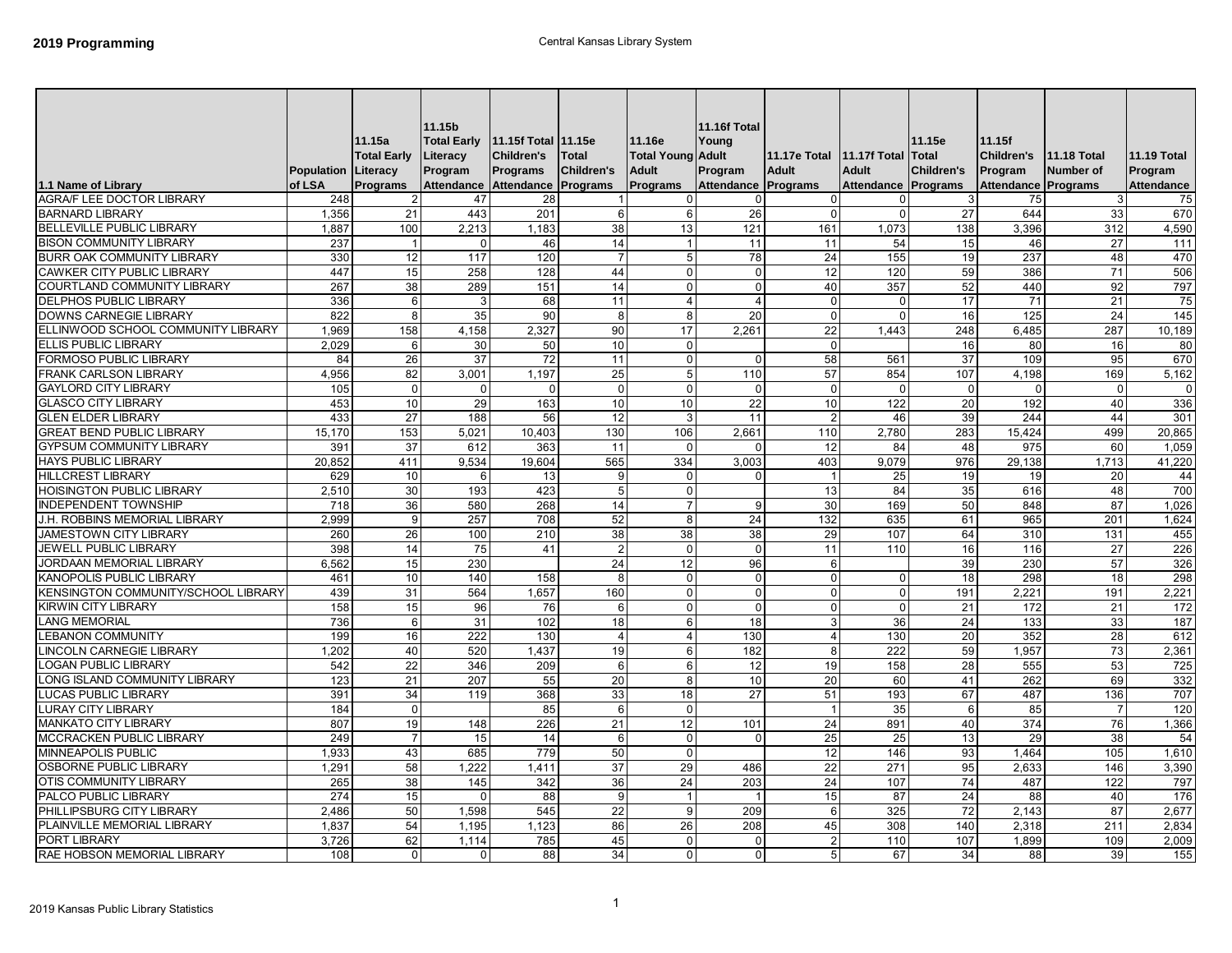# 2019 Programming

Central Kansas Library System

| 1.1 Name of Library | Population of LSA | 11.15a Total Early Literacy Programs | 11.15b Total Early Literacy Program Attendance | 11.15f Total Children's Programs Attendance | 11.15e Total Children's Programs | 11.16e Total Young Adult Programs | 11.16f Total Young Adult Program Attendance | 11.17e Total Adult Programs | 11.17f Total Adult Attendance | 11.15e Total Children's Programs | 11.15f Children's Program Attendance | 11.18 Total Number of Programs | 11.19 Total Program Attendance |
|---|---|---|---|---|---|---|---|---|---|---|---|---|---|
| AGRA/F LEE DOCTOR LIBRARY | 248 | 2 | 47 | 28 | 1 | 0 | 0 | 0 | 0 | 3 | 75 | 3 | 75 |
| BARNARD LIBRARY | 1,356 | 21 | 443 | 201 | 6 | 6 | 26 | 0 | 0 | 27 | 644 | 33 | 670 |
| BELLEVILLE PUBLIC LIBRARY | 1,887 | 100 | 2,213 | 1,183 | 38 | 13 | 121 | 161 | 1,073 | 138 | 3,396 | 312 | 4,590 |
| BISON COMMUNITY LIBRARY | 237 | 1 | 0 | 46 | 14 | 1 | 11 | 11 | 54 | 15 | 46 | 27 | 111 |
| BURR OAK COMMUNITY LIBRARY | 330 | 12 | 117 | 120 | 7 | 5 | 78 | 24 | 155 | 19 | 237 | 48 | 470 |
| CAWKER CITY PUBLIC LIBRARY | 447 | 15 | 258 | 128 | 44 | 0 | 0 | 12 | 120 | 59 | 386 | 71 | 506 |
| COURTLAND COMMUNITY LIBRARY | 267 | 38 | 289 | 151 | 14 | 0 | 0 | 40 | 357 | 52 | 440 | 92 | 797 |
| DELPHOS PUBLIC LIBRARY | 336 | 6 | 3 | 68 | 11 | 4 | 4 | 0 | 0 | 17 | 71 | 21 | 75 |
| DOWNS CARNEGIE LIBRARY | 822 | 8 | 35 | 90 | 8 | 8 | 20 | 0 | 0 | 16 | 125 | 24 | 145 |
| ELLINWOOD SCHOOL COMMUNITY LIBRARY | 1,969 | 158 | 4,158 | 2,327 | 90 | 17 | 2,261 | 22 | 1,443 | 248 | 6,485 | 287 | 10,189 |
| ELLIS PUBLIC LIBRARY | 2,029 | 6 | 30 | 50 | 10 | 0 | | 0 | | 16 | 80 | 16 | 80 |
| FORMOSO PUBLIC LIBRARY | 84 | 26 | 37 | 72 | 11 | 0 | 0 | 58 | 561 | 37 | 109 | 95 | 670 |
| FRANK CARLSON LIBRARY | 4,956 | 82 | 3,001 | 1,197 | 25 | 5 | 110 | 57 | 854 | 107 | 4,198 | 169 | 5,162 |
| GAYLORD CITY LIBRARY | 105 | 0 | 0 | 0 | 0 | 0 | 0 | 0 | 0 | 0 | 0 | 0 | 0 |
| GLASCO CITY LIBRARY | 453 | 10 | 29 | 163 | 10 | 10 | 22 | 10 | 122 | 20 | 192 | 40 | 336 |
| GLEN ELDER LIBRARY | 433 | 27 | 188 | 56 | 12 | 3 | 11 | 2 | 46 | 39 | 244 | 44 | 301 |
| GREAT BEND PUBLIC LIBRARY | 15,170 | 153 | 5,021 | 10,403 | 130 | 106 | 2,661 | 110 | 2,780 | 283 | 15,424 | 499 | 20,865 |
| GYPSUM COMMUNITY LIBRARY | 391 | 37 | 612 | 363 | 11 | 0 | 0 | 12 | 84 | 48 | 975 | 60 | 1,059 |
| HAYS PUBLIC LIBRARY | 20,852 | 411 | 9,534 | 19,604 | 565 | 334 | 3,003 | 403 | 9,079 | 976 | 29,138 | 1,713 | 41,220 |
| HILLCREST LIBRARY | 629 | 10 | 6 | 13 | 9 | 0 | 0 | 1 | 25 | 19 | 19 | 20 | 44 |
| HOISINGTON PUBLIC LIBRARY | 2,510 | 30 | 193 | 423 | 5 | 0 | | 13 | 84 | 35 | 616 | 48 | 700 |
| INDEPENDENT TOWNSHIP | 718 | 36 | 580 | 268 | 14 | 7 | 9 | 30 | 169 | 50 | 848 | 87 | 1,026 |
| J.H. ROBBINS MEMORIAL LIBRARY | 2,999 | 9 | 257 | 708 | 52 | 8 | 24 | 132 | 635 | 61 | 965 | 201 | 1,624 |
| JAMESTOWN CITY LIBRARY | 260 | 26 | 100 | 210 | 38 | 38 | 38 | 29 | 107 | 64 | 310 | 131 | 455 |
| JEWELL PUBLIC LIBRARY | 398 | 14 | 75 | 41 | 2 | 0 | 0 | 11 | 110 | 16 | 116 | 27 | 226 |
| JORDAAN MEMORIAL LIBRARY | 6,562 | 15 | 230 | | 24 | 12 | 96 | 6 | | 39 | 230 | 57 | 326 |
| KANOPOLIS PUBLIC LIBRARY | 461 | 10 | 140 | 158 | 8 | 0 | 0 | 0 | 0 | 18 | 298 | 18 | 298 |
| KENSINGTON COMMUNITY/SCHOOL LIBRARY | 439 | 31 | 564 | 1,657 | 160 | 0 | 0 | 0 | 0 | 191 | 2,221 | 191 | 2,221 |
| KIRWIN CITY LIBRARY | 158 | 15 | 96 | 76 | 6 | 0 | 0 | 0 | 0 | 21 | 172 | 21 | 172 |
| LANG MEMORIAL | 736 | 6 | 31 | 102 | 18 | 6 | 18 | 3 | 36 | 24 | 133 | 33 | 187 |
| LEBANON COMMUNITY | 199 | 16 | 222 | 130 | 4 | 4 | 130 | 4 | 130 | 20 | 352 | 28 | 612 |
| LINCOLN CARNEGIE LIBRARY | 1,202 | 40 | 520 | 1,437 | 19 | 6 | 182 | 8 | 222 | 59 | 1,957 | 73 | 2,361 |
| LOGAN PUBLIC LIBRARY | 542 | 22 | 346 | 209 | 6 | 6 | 12 | 19 | 158 | 28 | 555 | 53 | 725 |
| LONG ISLAND COMMUNITY LIBRARY | 123 | 21 | 207 | 55 | 20 | 8 | 10 | 20 | 60 | 41 | 262 | 69 | 332 |
| LUCAS PUBLIC LIBRARY | 391 | 34 | 119 | 368 | 33 | 18 | 27 | 51 | 193 | 67 | 487 | 136 | 707 |
| LURAY CITY LIBRARY | 184 | 0 | | 85 | 6 | 0 | | 1 | 35 | 6 | 85 | 7 | 120 |
| MANKATO CITY LIBRARY | 807 | 19 | 148 | 226 | 21 | 12 | 101 | 24 | 891 | 40 | 374 | 76 | 1,366 |
| MCCRACKEN PUBLIC LIBRARY | 249 | 7 | 15 | 14 | 6 | 0 | 0 | 25 | 25 | 13 | 29 | 38 | 54 |
| MINNEAPOLIS PUBLIC | 1,933 | 43 | 685 | 779 | 50 | 0 | | 12 | 146 | 93 | 1,464 | 105 | 1,610 |
| OSBORNE PUBLIC LIBRARY | 1,291 | 58 | 1,222 | 1,411 | 37 | 29 | 486 | 22 | 271 | 95 | 2,633 | 146 | 3,390 |
| OTIS COMMUNITY LIBRARY | 265 | 38 | 145 | 342 | 36 | 24 | 203 | 24 | 107 | 74 | 487 | 122 | 797 |
| PALCO PUBLIC LIBRARY | 274 | 15 | 0 | 88 | 9 | 1 | 1 | 15 | 87 | 24 | 88 | 40 | 176 |
| PHILLIPSBURG CITY LIBRARY | 2,486 | 50 | 1,598 | 545 | 22 | 9 | 209 | 6 | 325 | 72 | 2,143 | 87 | 2,677 |
| PLAINVILLE MEMORIAL LIBRARY | 1,837 | 54 | 1,195 | 1,123 | 86 | 26 | 208 | 45 | 308 | 140 | 2,318 | 211 | 2,834 |
| PORT LIBRARY | 3,726 | 62 | 1,114 | 785 | 45 | 0 | 0 | 2 | 110 | 107 | 1,899 | 109 | 2,009 |
| RAE HOBSON MEMORIAL LIBRARY | 108 | 0 | 0 | 88 | 34 | 0 | 0 | 5 | 67 | 34 | 88 | 39 | 155 |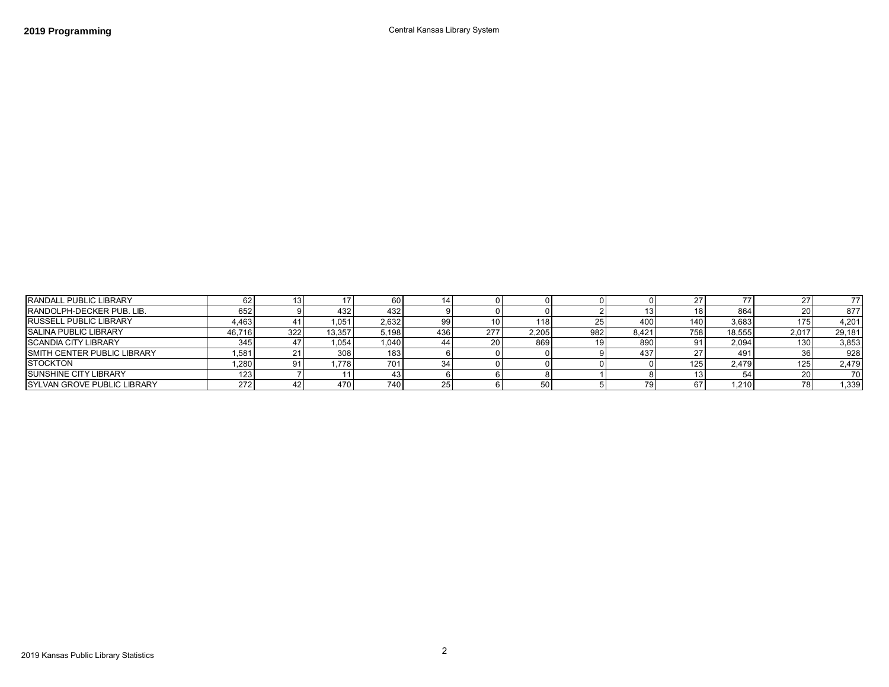## 2019 Programming

Central Kansas Library System

| | | | | | | | | | | | | | |
|---|---|---|---|---|---|---|---|---|---|---|---|---|---|
| RANDALL PUBLIC LIBRARY | 62 | 13 | 17 | 60 | 14 | 0 | 0 | 0 | 0 | 27 | 77 | 27 | 77 |
| RANDOLPH-DECKER PUB. LIB. | 652 | 9 | 432 | 432 | 9 | 0 | 0 | 2 | 13 | 18 | 864 | 20 | 877 |
| RUSSELL PUBLIC LIBRARY | 4,463 | 41 | 1,051 | 2,632 | 99 | 10 | 118 | 25 | 400 | 140 | 3,683 | 175 | 4,201 |
| SALINA PUBLIC LIBRARY | 46,716 | 322 | 13,357 | 5,198 | 436 | 277 | 2,205 | 982 | 8,421 | 758 | 18,555 | 2,017 | 29,181 |
| SCANDIA CITY LIBRARY | 345 | 47 | 1,054 | 1,040 | 44 | 20 | 869 | 19 | 890 | 91 | 2,094 | 130 | 3,853 |
| SMITH CENTER PUBLIC LIBRARY | 1,581 | 21 | 308 | 183 | 6 | 0 | 0 | 9 | 437 | 27 | 491 | 36 | 928 |
| STOCKTON | 1,280 | 91 | 1,778 | 701 | 34 | 0 | 0 | 0 | 0 | 125 | 2,479 | 125 | 2,479 |
| SUNSHINE CITY LIBRARY | 123 | 7 | 11 | 43 | 6 | 6 | 8 | 1 | 8 | 13 | 54 | 20 | 70 |
| SYLVAN GROVE PUBLIC LIBRARY | 272 | 42 | 470 | 740 | 25 | 6 | 50 | 5 | 79 | 67 | 1,210 | 78 | 1,339 |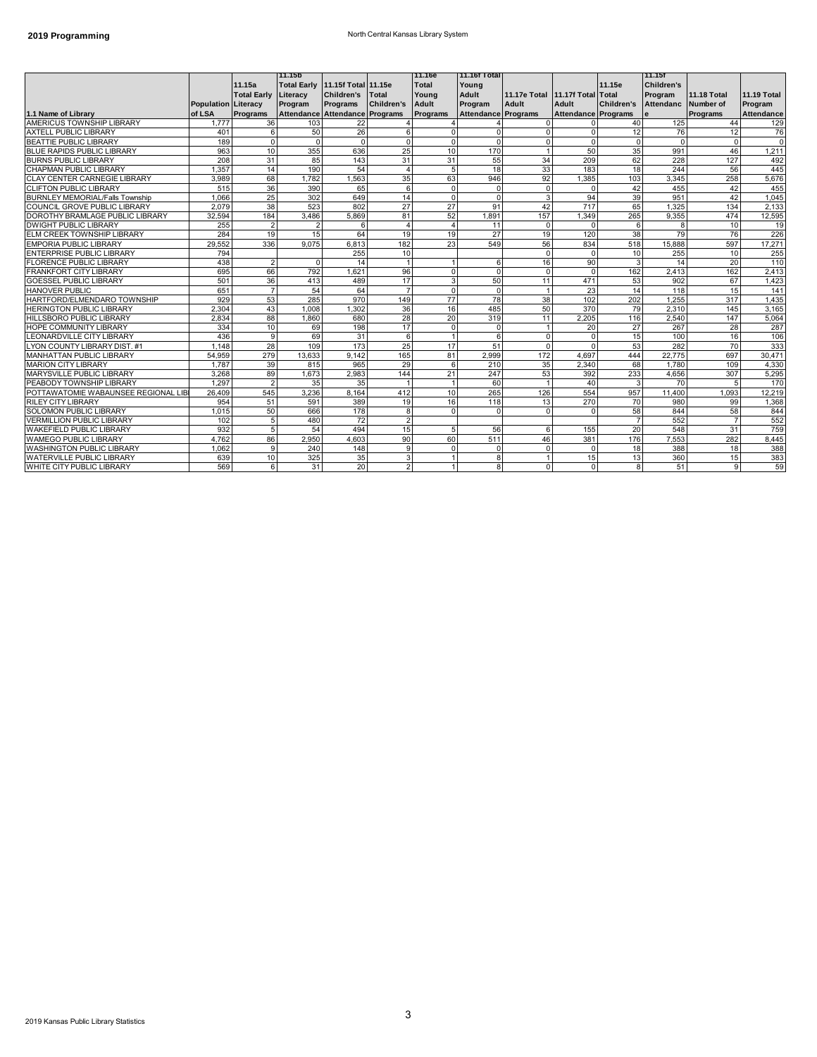**2019 Programming**

North Central Kansas Library System

| 1.1 Name of Library | Population of LSA | 11.15a Total Early Literacy Programs | 11.15b Total Early Literacy Program Attendance | 11.15f Total Children's Programs Attendance | 11.15e Total Children's Programs | 11.16e Total Young Adult Programs | 11.16f Total Young Adult Program Attendance | 11.17e Total Adult Programs | 11.17f Total Adult Attendance | 11.15e Total Children's Programs | 11.15f Children's Program Attendance | 11.18 Total Number of Programs | 11.19 Total Program Attendance |
|---|---|---|---|---|---|---|---|---|---|---|---|---|---|
| AMERICUS TOWNSHIP LIBRARY | 1,777 | 36 | 103 | 22 | 4 | 4 | 4 | 0 | 0 | 40 | 125 | 44 | 129 |
| AXTELL PUBLIC LIBRARY | 401 | 6 | 50 | 26 | 6 | 0 | 0 | 0 | 0 | 12 | 76 | 12 | 76 |
| BEATTIE PUBLIC LIBRARY | 189 | 0 | 0 | 0 | 0 | 0 | 0 | 0 | 0 | 0 | 0 | 0 | 0 |
| BLUE RAPIDS PUBLIC LIBRARY | 963 | 10 | 355 | 636 | 25 | 10 | 170 | 1 | 50 | 35 | 991 | 46 | 1,211 |
| BURNS PUBLIC LIBRARY | 208 | 31 | 85 | 143 | 31 | 31 | 55 | 34 | 209 | 62 | 228 | 127 | 492 |
| CHAPMAN PUBLIC LIBRARY | 1,357 | 14 | 190 | 54 | 4 | 5 | 18 | 33 | 183 | 18 | 244 | 56 | 445 |
| CLAY CENTER CARNEGIE LIBRARY | 3,989 | 68 | 1,782 | 1,563 | 35 | 63 | 946 | 92 | 1,385 | 103 | 3,345 | 258 | 5,676 |
| CLIFTON PUBLIC LIBRARY | 515 | 36 | 390 | 65 | 6 | 0 | 0 | 0 | 0 | 42 | 455 | 42 | 455 |
| BURNLEY MEMORIAL/Falls Township | 1,066 | 25 | 302 | 649 | 14 | 0 | 0 | 3 | 94 | 39 | 951 | 42 | 1,045 |
| COUNCIL GROVE PUBLIC LIBRARY | 2,079 | 38 | 523 | 802 | 27 | 27 | 91 | 42 | 717 | 65 | 1,325 | 134 | 2,133 |
| DOROTHY BRAMLAGE PUBLIC LIBRARY | 32,594 | 184 | 3,486 | 5,869 | 81 | 52 | 1,891 | 157 | 1,349 | 265 | 9,355 | 474 | 12,595 |
| DWIGHT PUBLIC LIBRARY | 255 | 2 | 2 | 6 | 4 | 4 | 11 | 0 | 0 | 6 | 8 | 10 | 19 |
| ELM CREEK TOWNSHIP LIBRARY | 284 | 19 | 15 | 64 | 19 | 19 | 27 | 19 | 120 | 38 | 79 | 76 | 226 |
| EMPORIA PUBLIC LIBRARY | 29,552 | 336 | 9,075 | 6,813 | 182 | 23 | 549 | 56 | 834 | 518 | 15,888 | 597 | 17,271 |
| ENTERPRISE PUBLIC LIBRARY | 794 | | | 255 | 10 | | | 0 | 0 | 10 | 255 | 10 | 255 |
| FLORENCE PUBLIC LIBRARY | 438 | 2 | 0 | 14 | 1 | 1 | 6 | 16 | 90 | 3 | 14 | 20 | 110 |
| FRANKFORT CITY LIBRARY | 695 | 66 | 792 | 1,621 | 96 | 0 | 0 | 0 | 0 | 162 | 2,413 | 162 | 2,413 |
| GOESSEL PUBLIC LIBRARY | 501 | 36 | 413 | 489 | 17 | 3 | 50 | 11 | 471 | 53 | 902 | 67 | 1,423 |
| HANOVER PUBLIC | 651 | 7 | 54 | 64 | 7 | 0 | 0 | 1 | 23 | 14 | 118 | 15 | 141 |
| HARTFORD/ELMENDARO TOWNSHIP | 929 | 53 | 285 | 970 | 149 | 77 | 78 | 38 | 102 | 202 | 1,255 | 317 | 1,435 |
| HERINGTON PUBLIC LIBRARY | 2,304 | 43 | 1,008 | 1,302 | 36 | 16 | 485 | 50 | 370 | 79 | 2,310 | 145 | 3,165 |
| HILLSBORO PUBLIC LIBRARY | 2,834 | 88 | 1,860 | 680 | 28 | 20 | 319 | 11 | 2,205 | 116 | 2,540 | 147 | 5,064 |
| HOPE COMMUNITY LIBRARY | 334 | 10 | 69 | 198 | 17 | 0 | 0 | 1 | 20 | 27 | 267 | 28 | 287 |
| LEONARDVILLE CITY LIBRARY | 436 | 9 | 69 | 31 | 6 | 1 | 6 | 0 | 0 | 15 | 100 | 16 | 106 |
| LYON COUNTY LIBRARY DIST. #1 | 1,148 | 28 | 109 | 173 | 25 | 17 | 51 | 0 | 0 | 53 | 282 | 70 | 333 |
| MANHATTAN PUBLIC LIBRARY | 54,959 | 279 | 13,633 | 9,142 | 165 | 81 | 2,999 | 172 | 4,697 | 444 | 22,775 | 697 | 30,471 |
| MARION CITY LIBRARY | 1,787 | 39 | 815 | 965 | 29 | 6 | 210 | 35 | 2,340 | 68 | 1,780 | 109 | 4,330 |
| MARYSVILLE PUBLIC LIBRARY | 3,268 | 89 | 1,673 | 2,983 | 144 | 21 | 247 | 53 | 392 | 233 | 4,656 | 307 | 5,295 |
| PEABODY TOWNSHIP LIBRARY | 1,297 | 2 | 35 | 35 | 1 | 1 | 60 | 1 | 40 | 3 | 70 | 5 | 170 |
| POTTAWATOMIE WABAUNSEE REGIONAL LIB | 26,409 | 545 | 3,236 | 8,164 | 412 | 10 | 265 | 126 | 554 | 957 | 11,400 | 1,093 | 12,219 |
| RILEY CITY LIBRARY | 954 | 51 | 591 | 389 | 19 | 16 | 118 | 13 | 270 | 70 | 980 | 99 | 1,368 |
| SOLOMON PUBLIC LIBRARY | 1,015 | 50 | 666 | 178 | 8 | 0 | 0 | 0 | 0 | 58 | 844 | 58 | 844 |
| VERMILLION PUBLIC LIBRARY | 102 | 5 | 480 | 72 | 2 | | | | | 7 | 552 | 7 | 552 |
| WAKEFIELD PUBLIC LIBRARY | 932 | 5 | 54 | 494 | 15 | 5 | 56 | 6 | 155 | 20 | 548 | 31 | 759 |
| WAMEGO PUBLIC LIBRARY | 4,762 | 86 | 2,950 | 4,603 | 90 | 60 | 511 | 46 | 381 | 176 | 7,553 | 282 | 8,445 |
| WASHINGTON PUBLIC LIBRARY | 1,062 | 9 | 240 | 148 | 9 | 0 | 0 | 0 | 0 | 18 | 388 | 18 | 388 |
| WATERVILLE PUBLIC LIBRARY | 639 | 10 | 325 | 35 | 3 | 1 | 8 | 1 | 15 | 13 | 360 | 15 | 383 |
| WHITE CITY PUBLIC LIBRARY | 569 | 6 | 31 | 20 | 2 | 1 | 8 | 0 | 0 | 8 | 51 | 9 | 59 |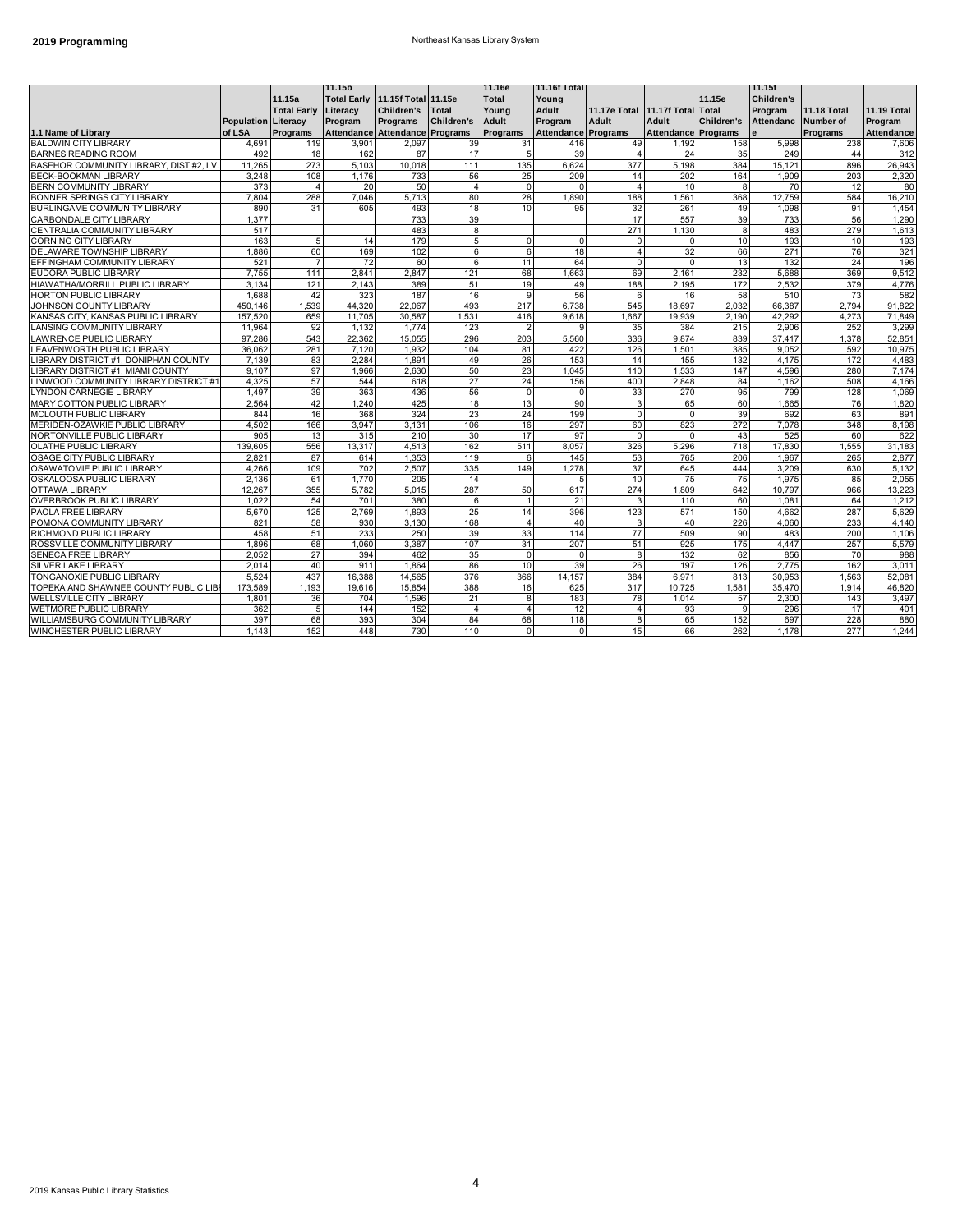# 2019 Programming

## Northeast Kansas Library System

| 1.1 Name of Library | Population of LSA | 11.15a Total Early Literacy Programs | 11.15b Total Early Literacy Program Attendance | 11.15f Total Children's Programs Attendance | 11.15e Total Children's Programs | 11.16e Total Young Adult Programs | 11.16f Total Young Adult Program Attendance | 11.17e Total Adult Programs | 11.17f Total Adult Attendance | 11.15e Total Children's Programs | 11.15f Children's Program Attendance | 11.18 Total Number of Programs | 11.19 Total Program Attendance |
|---|---|---|---|---|---|---|---|---|---|---|---|---|---|
| BALDWIN CITY LIBRARY | 4,691 | 119 | 3,901 | 2,097 | 39 | 31 | 416 | 49 | 1,192 | 158 | 5,998 | 238 | 7,606 |
| BARNES READING ROOM | 492 | 18 | 162 | 87 | 17 | 5 | 39 | 4 | 24 | 35 | 249 | 44 | 312 |
| BASEHOR COMMUNITY LIBRARY, DIST #2, LV. | 11,265 | 273 | 5,103 | 10,018 | 111 | 135 | 6,624 | 377 | 5,198 | 384 | 15,121 | 896 | 26,943 |
| BECK-BOOKMAN LIBRARY | 3,248 | 108 | 1,176 | 733 | 56 | 25 | 209 | 14 | 202 | 164 | 1,909 | 203 | 2,320 |
| BERN COMMUNITY LIBRARY | 373 | 4 | 20 | 50 | 4 | 0 | 0 | 4 | 10 | 8 | 70 | 12 | 80 |
| BONNER SPRINGS CITY LIBRARY | 7,804 | 288 | 7,046 | 5,713 | 80 | 28 | 1,890 | 188 | 1,561 | 368 | 12,759 | 584 | 16,210 |
| BURLINGAME COMMUNITY LIBRARY | 890 | 31 | 605 | 493 | 18 | 10 | 95 | 32 | 261 | 49 | 1,098 | 91 | 1,454 |
| CARBONDALE CITY LIBRARY | 1,377 | | | 733 | 39 | | | 17 | 557 | 39 | 733 | 56 | 1,290 |
| CENTRALIA COMMUNITY LIBRARY | 517 | | | 483 | 8 | | | 271 | 1,130 | 8 | 483 | 279 | 1,613 |
| CORNING CITY LIBRARY | 163 | 5 | 14 | 179 | 5 | 0 | 0 | 0 | 0 | 10 | 193 | 10 | 193 |
| DELAWARE TOWNSHIP LIBRARY | 1,886 | 60 | 169 | 102 | 6 | 6 | 18 | 4 | 32 | 66 | 271 | 76 | 321 |
| EFFINGHAM COMMUNITY LIBRARY | 521 | 7 | 72 | 60 | 6 | 11 | 64 | 0 | 0 | 13 | 132 | 24 | 196 |
| EUDORA PUBLIC LIBRARY | 7,755 | 111 | 2,841 | 2,847 | 121 | 68 | 1,663 | 69 | 2,161 | 232 | 5,688 | 369 | 9,512 |
| HIAWATHA/MORRILL PUBLIC LIBRARY | 3,134 | 121 | 2,143 | 389 | 51 | 19 | 49 | 188 | 2,195 | 172 | 2,532 | 379 | 4,776 |
| HORTON PUBLIC LIBRARY | 1,688 | 42 | 323 | 187 | 16 | 9 | 56 | 6 | 16 | 58 | 510 | 73 | 582 |
| JOHNSON COUNTY LIBRARY | 450,146 | 1,539 | 44,320 | 22,067 | 493 | 217 | 6,738 | 545 | 18,697 | 2,032 | 66,387 | 2,794 | 91,822 |
| KANSAS CITY, KANSAS PUBLIC LIBRARY | 157,520 | 659 | 11,705 | 30,587 | 1,531 | 416 | 9,618 | 1,667 | 19,939 | 2,190 | 42,292 | 4,273 | 71,849 |
| LANSING COMMUNITY LIBRARY | 11,964 | 92 | 1,132 | 1,774 | 123 | 2 | 9 | 35 | 384 | 215 | 2,906 | 252 | 3,299 |
| LAWRENCE PUBLIC LIBRARY | 97,286 | 543 | 22,362 | 15,055 | 296 | 203 | 5,560 | 336 | 9,874 | 839 | 37,417 | 1,378 | 52,851 |
| LEAVENWORTH PUBLIC LIBRARY | 36,062 | 281 | 7,120 | 1,932 | 104 | 81 | 422 | 126 | 1,501 | 385 | 9,052 | 592 | 10,975 |
| LIBRARY DISTRICT #1, DONIPHAN COUNTY | 7,139 | 83 | 2,284 | 1,891 | 49 | 26 | 153 | 14 | 155 | 132 | 4,175 | 172 | 4,483 |
| LIBRARY DISTRICT #1, MIAMI COUNTY | 9,107 | 97 | 1,966 | 2,630 | 50 | 23 | 1,045 | 110 | 1,533 | 147 | 4,596 | 280 | 7,174 |
| LINWOOD COMMUNITY LIBRARY DISTRICT #1 | 4,325 | 57 | 544 | 618 | 27 | 24 | 156 | 400 | 2,848 | 84 | 1,162 | 508 | 4,166 |
| LYNDON CARNEGIE LIBRARY | 1,497 | 39 | 363 | 436 | 56 | 0 | 0 | 33 | 270 | 95 | 799 | 128 | 1,069 |
| MARY COTTON PUBLIC LIBRARY | 2,564 | 42 | 1,240 | 425 | 18 | 13 | 90 | 3 | 65 | 60 | 1,665 | 76 | 1,820 |
| MCLOUTH PUBLIC LIBRARY | 844 | 16 | 368 | 324 | 23 | 24 | 199 | 0 | 0 | 39 | 692 | 63 | 891 |
| MERIDEN-OZAWKIE PUBLIC LIBRARY | 4,502 | 166 | 3,947 | 3,131 | 106 | 16 | 297 | 60 | 823 | 272 | 7,078 | 348 | 8,198 |
| NORTONVILLE PUBLIC LIBRARY | 905 | 13 | 315 | 210 | 30 | 17 | 97 | 0 | 0 | 43 | 525 | 60 | 622 |
| OLATHE PUBLIC LIBRARY | 139,605 | 556 | 13,317 | 4,513 | 162 | 511 | 8,057 | 326 | 5,296 | 718 | 17,830 | 1,555 | 31,183 |
| OSAGE CITY PUBLIC LIBRARY | 2,821 | 87 | 614 | 1,353 | 119 | 6 | 145 | 53 | 765 | 206 | 1,967 | 265 | 2,877 |
| OSAWATOMIE PUBLIC LIBRARY | 4,266 | 109 | 702 | 2,507 | 335 | 149 | 1,278 | 37 | 645 | 444 | 3,209 | 630 | 5,132 |
| OSKALOOSA PUBLIC LIBRARY | 2,136 | 61 | 1,770 | 205 | 14 | | 5 | 10 | 75 | 75 | 1,975 | 85 | 2,055 |
| OTTAWA LIBRARY | 12,267 | 355 | 5,782 | 5,015 | 287 | 50 | 617 | 274 | 1,809 | 642 | 10,797 | 966 | 13,223 |
| OVERBROOK PUBLIC LIBRARY | 1,022 | 54 | 701 | 380 | 6 | 1 | 21 | 3 | 110 | 60 | 1,081 | 64 | 1,212 |
| PAOLA FREE LIBRARY | 5,670 | 125 | 2,769 | 1,893 | 25 | 14 | 396 | 123 | 571 | 150 | 4,662 | 287 | 5,629 |
| POMONA COMMUNITY LIBRARY | 821 | 58 | 930 | 3,130 | 168 | 4 | 40 | 3 | 40 | 226 | 4,060 | 233 | 4,140 |
| RICHMOND PUBLIC LIBRARY | 458 | 51 | 233 | 250 | 39 | 33 | 114 | 77 | 509 | 90 | 483 | 200 | 1,106 |
| ROSSVILLE COMMUNITY LIBRARY | 1,896 | 68 | 1,060 | 3,387 | 107 | 31 | 207 | 51 | 925 | 175 | 4,447 | 257 | 5,579 |
| SENECA FREE LIBRARY | 2,052 | 27 | 394 | 462 | 35 | 0 | 0 | 8 | 132 | 62 | 856 | 70 | 988 |
| SILVER LAKE LIBRARY | 2,014 | 40 | 911 | 1,864 | 86 | 10 | 39 | 26 | 197 | 126 | 2,775 | 162 | 3,011 |
| TONGANOXIE PUBLIC LIBRARY | 5,524 | 437 | 16,388 | 14,565 | 376 | 366 | 14,157 | 384 | 6,971 | 813 | 30,953 | 1,563 | 52,081 |
| TOPEKA AND SHAWNEE COUNTY PUBLIC LIBI | 173,589 | 1,193 | 19,616 | 15,854 | 388 | 16 | 625 | 317 | 10,725 | 1,581 | 35,470 | 1,914 | 46,820 |
| WELLSVILLE CITY LIBRARY | 1,801 | 36 | 704 | 1,596 | 21 | 8 | 183 | 78 | 1,014 | 57 | 2,300 | 143 | 3,497 |
| WETMORE PUBLIC LIBRARY | 362 | 5 | 144 | 152 | 4 | 4 | 12 | 4 | 93 | 9 | 296 | 17 | 401 |
| WILLIAMSBURG COMMUNITY LIBRARY | 397 | 68 | 393 | 304 | 84 | 68 | 118 | 8 | 65 | 152 | 697 | 228 | 880 |
| WINCHESTER PUBLIC LIBRARY | 1,143 | 152 | 448 | 730 | 110 | 0 | 0 | 15 | 66 | 262 | 1,178 | 277 | 1,244 |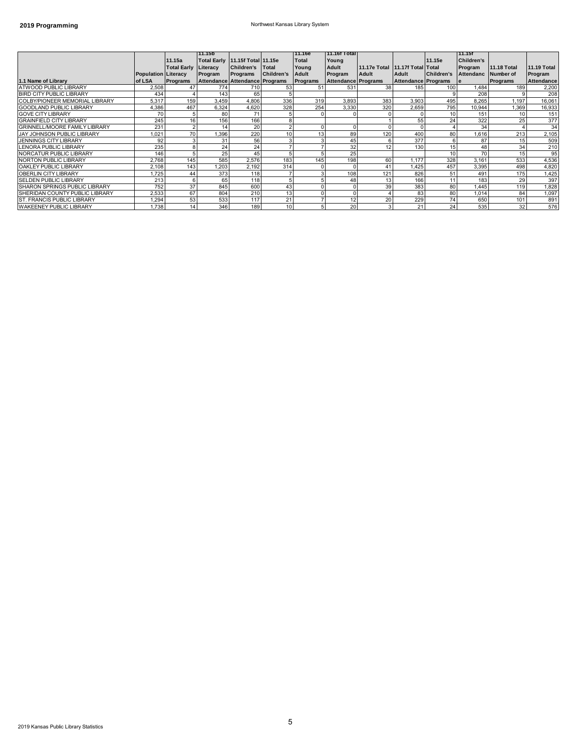## 2019 Programming

Northwest Kansas Library System

| 1.1 Name of Library | Population of LSA | 11.15a Total Early Literacy Programs | 11.15b Total Early Literacy Program Attendance | 11.15f Total Children's Programs Attendance | 11.15e Total Children's Programs | 11.16e Total Young Adult Programs | 11.16f Total Young Adult Program Attendance | 11.17e Total Adult Programs | 11.17f Total Adult Attendance | 11.15e Total Children's Programs | 11.15f Children's Program Attendance | 11.18 Total Number of Programs | 11.19 Total Program Attendance |
|---|---|---|---|---|---|---|---|---|---|---|---|---|---|
| ATWOOD PUBLIC LIBRARY | 2,508 | 47 | 774 | 710 | 53 | 51 | 531 | 38 | 185 | 100 | 1,484 | 189 | 2,200 |
| BIRD CITY PUBLIC LIBRARY | 434 | 4 | 143 | 65 | 5 | | | | | 9 | 208 | 9 | 208 |
| COLBY/PIONEER MEMORIAL LIBRARY | 5,317 | 159 | 3,459 | 4,806 | 336 | 319 | 3,893 | 383 | 3,903 | 495 | 8,265 | 1,197 | 16,061 |
| GOODLAND PUBLIC LIBRARY | 4,386 | 467 | 6,324 | 4,620 | 328 | 254 | 3,330 | 320 | 2,659 | 795 | 10,944 | 1,369 | 16,933 |
| GOVE CITY LIBRARY | 70 | 5 | 80 | 71 | 5 | 0 | 0 | 0 | 0 | 10 | 151 | 10 | 151 |
| GRAINFIELD CITY LIBRARY | 245 | 16 | 156 | 166 | 8 | | | 1 | 55 | 24 | 322 | 25 | 377 |
| GRINNELL/MOORE FAMILY LIBRARY | 231 | 2 | 14 | 20 | 2 | 0 | 0 | 0 | 0 | 4 | 34 | 4 | 34 |
| JAY JOHNSON PUBLIC LIBRARY | 1,021 | 70 | 1,396 | 220 | 10 | 13 | 89 | 120 | 400 | 80 | 1,616 | 213 | 2,105 |
| JENNINGS CITY LIBRARY | 92 | 3 | 31 | 56 | 3 | 3 | 45 | 6 | 377 | 6 | 87 | 15 | 509 |
| LENORA PUBLIC LIBRARY | 235 | 8 | 24 | 24 | 7 | 7 | 32 | 12 | 130 | 15 | 48 | 34 | 210 |
| NORCATUR PUBLIC LIBRARY | 146 | 5 | 25 | 45 | 5 | 5 | 25 | | | 10 | 70 | 15 | 95 |
| NORTON PUBLIC LIBRARY | 2,768 | 145 | 585 | 2,576 | 183 | 145 | 198 | 60 | 1,177 | 328 | 3,161 | 533 | 4,536 |
| OAKLEY PUBLIC LIBRARY | 2,108 | 143 | 1,203 | 2,192 | 314 | 0 | 0 | 41 | 1,425 | 457 | 3,395 | 498 | 4,820 |
| OBERLIN CITY LIBRARY | 1,725 | 44 | 373 | 118 | 7 | 3 | 108 | 121 | 826 | 51 | 491 | 175 | 1,425 |
| SELDEN PUBLIC LIBRARY | 213 | 6 | 65 | 118 | 5 | 5 | 48 | 13 | 166 | 11 | 183 | 29 | 397 |
| SHARON SPRINGS PUBLIC LIBRARY | 752 | 37 | 845 | 600 | 43 | 0 | 0 | 39 | 383 | 80 | 1,445 | 119 | 1,828 |
| SHERIDAN COUNTY PUBLIC LIBRARY | 2,533 | 67 | 804 | 210 | 13 | 0 | 0 | 4 | 83 | 80 | 1,014 | 84 | 1,097 |
| ST. FRANCIS PUBLIC LIBRARY | 1,294 | 53 | 533 | 117 | 21 | 7 | 12 | 20 | 229 | 74 | 650 | 101 | 891 |
| WAKEENEY PUBLIC LIBRARY | 1,738 | 14 | 346 | 189 | 10 | 5 | 20 | 3 | 21 | 24 | 535 | 32 | 576 |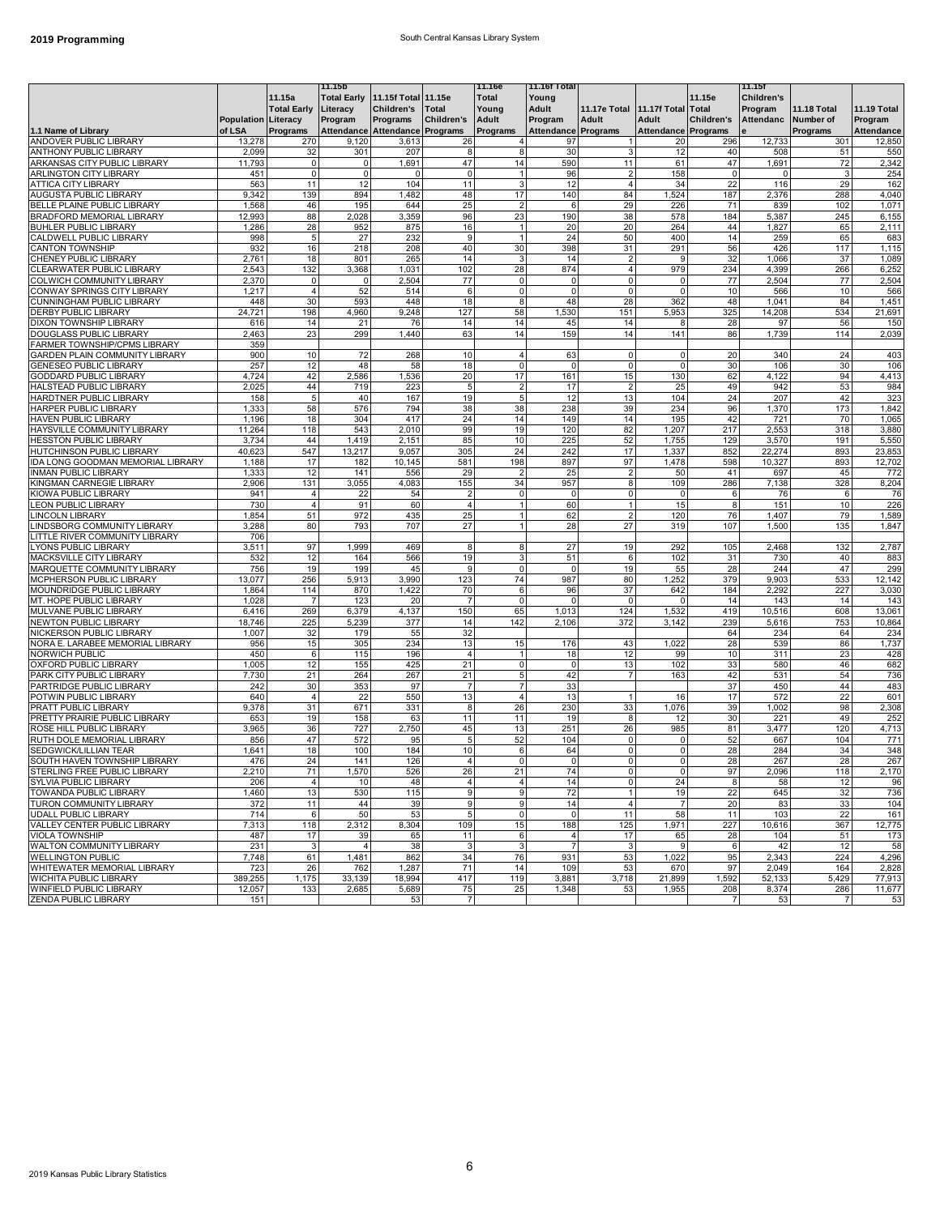# 2019 Programming

South Central Kansas Library System

| 1.1 Name of Library | Population of LSA | 11.15a Total Early Literacy Programs | 11.15b Total Early Literacy Program Attendance | 11.15f Total Children's Programs Attendance | 11.15e Total Children's Programs | 11.16e Total Young Adult Programs | 11.16f Total Young Adult Program Attendance | 11.17e Total Adult Programs | 11.17f Total Adult Attendance | 11.15e Total Children's Programs | 11.15f Children's Program Attendance | 11.18 Total Number of Programs | 11.19 Total Program Attendance |
|---|---|---|---|---|---|---|---|---|---|---|---|---|---|
| ANDOVER PUBLIC LIBRARY | 13,278 | 270 | 9,120 | 3,613 | 26 | 4 | 97 | 1 | 20 | 296 | 12,733 | 301 | 12,850 |
| ANTHONY PUBLIC LIBRARY | 2,099 | 32 | 301 | 207 | 8 | 8 | 30 | 3 | 12 | 40 | 508 | 51 | 550 |
| ARKANSAS CITY PUBLIC LIBRARY | 11,793 | 0 | 0 | 1,691 | 47 | 14 | 590 | 11 | 61 | 47 | 1,691 | 72 | 2,342 |
| ARLINGTON CITY LIBRARY | 451 | 0 | 0 | 0 | 0 | 1 | 96 | 2 | 158 | 0 | 0 | 3 | 254 |
| ATTICA CITY LIBRARY | 563 | 11 | 12 | 104 | 11 | 3 | 12 | 4 | 34 | 22 | 116 | 29 | 162 |
| AUGUSTA PUBLIC LIBRARY | 9,342 | 139 | 894 | 1,482 | 48 | 17 | 140 | 84 | 1,524 | 187 | 2,376 | 288 | 4,040 |
| BELLE PLAINE PUBLIC LIBRARY | 1,568 | 46 | 195 | 644 | 25 | 2 | 6 | 29 | 226 | 71 | 839 | 102 | 1,071 |
| BRADFORD MEMORIAL LIBRARY | 12,993 | 88 | 2,028 | 3,359 | 96 | 23 | 190 | 38 | 578 | 184 | 5,387 | 245 | 6,155 |
| BUHLER PUBLIC LIBRARY | 1,286 | 28 | 952 | 875 | 16 | 1 | 20 | 20 | 264 | 44 | 1,827 | 65 | 2,111 |
| CALDWELL PUBLIC LIBRARY | 998 | 5 | 27 | 232 | 9 | 1 | 24 | 50 | 400 | 14 | 259 | 65 | 683 |
| CANTON TOWNSHIP | 932 | 16 | 218 | 208 | 40 | 30 | 398 | 31 | 291 | 56 | 426 | 117 | 1,115 |
| CHENEY PUBLIC LIBRARY | 2,761 | 18 | 801 | 265 | 14 | 3 | 14 | 2 | 9 | 32 | 1,066 | 37 | 1,089 |
| CLEARWATER PUBLIC LIBRARY | 2,543 | 132 | 3,368 | 1,031 | 102 | 28 | 874 | 4 | 979 | 234 | 4,399 | 266 | 6,252 |
| COLWICH COMMUNITY LIBRARY | 2,370 | 0 | 0 | 2,504 | 77 | 0 | 0 | 0 | 0 | 77 | 2,504 | 77 | 2,504 |
| CONWAY SPRINGS CITY LIBRARY | 1,217 | 4 | 52 | 514 | 6 | 0 | 0 | 0 | 0 | 10 | 566 | 10 | 566 |
| CUNNINGHAM PUBLIC LIBRARY | 448 | 30 | 593 | 448 | 18 | 8 | 48 | 28 | 362 | 48 | 1,041 | 84 | 1,451 |
| DERBY PUBLIC LIBRARY | 24,721 | 198 | 4,960 | 9,248 | 127 | 58 | 1,530 | 151 | 5,953 | 325 | 14,208 | 534 | 21,691 |
| DIXON TOWNSHIP LIBRARY | 616 | 14 | 21 | 76 | 14 | 14 | 45 | 14 | 8 | 28 | 97 | 56 | 150 |
| DOUGLASS PUBLIC LIBRARY | 2,463 | 23 | 299 | 1,440 | 63 | 14 | 159 | 14 | 141 | 86 | 1,739 | 114 | 2,039 |
| FARMER TOWNSHIP/CPMS LIBRARY | 359 | | | | | | | | | | | | |
| GARDEN PLAIN COMMUNITY LIBRARY | 900 | 10 | 72 | 268 | 10 | 4 | 63 | 0 | 0 | 20 | 340 | 24 | 403 |
| GENESEO PUBLIC LIBRARY | 257 | 12 | 48 | 58 | 18 | 0 | 0 | 0 | 0 | 30 | 106 | 30 | 106 |
| GODDARD PUBLIC LIBRARY | 4,724 | 42 | 2,586 | 1,536 | 20 | 17 | 161 | 15 | 130 | 62 | 4,122 | 94 | 4,413 |
| HALSTEAD PUBLIC LIBRARY | 2,025 | 44 | 719 | 223 | 5 | 2 | 17 | 2 | 25 | 49 | 942 | 53 | 984 |
| HARDTNER PUBLIC LIBRARY | 158 | 5 | 40 | 167 | 19 | 5 | 12 | 13 | 104 | 24 | 207 | 42 | 323 |
| HARPER PUBLIC LIBRARY | 1,333 | 58 | 576 | 794 | 38 | 38 | 238 | 39 | 234 | 96 | 1,370 | 173 | 1,842 |
| HAVEN PUBLIC LIBRARY | 1,196 | 18 | 304 | 417 | 24 | 14 | 149 | 14 | 195 | 42 | 721 | 70 | 1,065 |
| HAYSVILLE COMMUNITY LIBRARY | 11,264 | 118 | 543 | 2,010 | 99 | 19 | 120 | 82 | 1,207 | 217 | 2,553 | 318 | 3,880 |
| HESSTON PUBLIC LIBRARY | 3,734 | 44 | 1,419 | 2,151 | 85 | 10 | 225 | 52 | 1,755 | 129 | 3,570 | 191 | 5,550 |
| HUTCHINSON PUBLIC LIBRARY | 40,623 | 547 | 13,217 | 9,057 | 305 | 24 | 242 | 17 | 1,337 | 852 | 22,274 | 893 | 23,853 |
| IDA LONG GOODMAN MEMORIAL LIBRARY | 1,188 | 17 | 182 | 10,145 | 581 | 198 | 897 | 97 | 1,478 | 598 | 10,327 | 893 | 12,702 |
| INMAN PUBLIC LIBRARY | 1,333 | 12 | 141 | 556 | 29 | 2 | 25 | 2 | 50 | 41 | 697 | 45 | 772 |
| KINGMAN CARNEGIE LIBRARY | 2,906 | 131 | 3,055 | 4,083 | 155 | 34 | 957 | 8 | 109 | 286 | 7,138 | 328 | 8,204 |
| KIOWA PUBLIC LIBRARY | 941 | 4 | 22 | 54 | 2 | 0 | 0 | 0 | 0 | 6 | 76 | 6 | 76 |
| LEON PUBLIC LIBRARY | 730 | 4 | 91 | 60 | 4 | 1 | 60 | 1 | 15 | 8 | 151 | 10 | 226 |
| LINCOLN LIBRARY | 1,854 | 51 | 972 | 435 | 25 | 1 | 62 | 2 | 120 | 76 | 1,407 | 79 | 1,589 |
| LINDSBORG COMMUNITY LIBRARY | 3,288 | 80 | 793 | 707 | 27 | 1 | 28 | 27 | 319 | 107 | 1,500 | 135 | 1,847 |
| LITTLE RIVER COMMUNITY LIBRARY | 706 | | | | | | | | | | | | |
| LYONS PUBLIC LIBRARY | 3,511 | 97 | 1,999 | 469 | 8 | 8 | 27 | 19 | 292 | 105 | 2,468 | 132 | 2,787 |
| MACKSVILLE CITY LIBRARY | 532 | 12 | 164 | 566 | 19 | 3 | 51 | 6 | 102 | 31 | 730 | 40 | 883 |
| MARQUETTE COMMUNITY LIBRARY | 756 | 19 | 199 | 45 | 9 | 0 | 0 | 19 | 55 | 28 | 244 | 47 | 299 |
| MCPHERSON PUBLIC LIBRARY | 13,077 | 256 | 5,913 | 3,990 | 123 | 74 | 987 | 80 | 1,252 | 379 | 9,903 | 533 | 12,142 |
| MOUNDRIDGE PUBLIC LIBRARY | 1,864 | 114 | 870 | 1,422 | 70 | 6 | 96 | 37 | 642 | 184 | 2,292 | 227 | 3,030 |
| MT. HOPE PUBLIC LIBRARY | 1,028 | 7 | 123 | 20 | 7 | 0 | 0 | 0 | 0 | 14 | 143 | 14 | 143 |
| MULVANE PUBLIC LIBRARY | 6,416 | 269 | 6,379 | 4,137 | 150 | 65 | 1,013 | 124 | 1,532 | 419 | 10,516 | 608 | 13,061 |
| NEWTON PUBLIC LIBRARY | 18,746 | 225 | 5,239 | 377 | 14 | 142 | 2,106 | 372 | 3,142 | 239 | 5,616 | 753 | 10,864 |
| NICKERSON PUBLIC LIBRARY | 1,007 | 32 | 179 | 55 | 32 | | | | | 64 | 234 | 64 | 234 |
| NORA E. LARABEE MEMORIAL LIBRARY | 956 | 15 | 305 | 234 | 13 | 15 | 176 | 43 | 1,022 | 28 | 539 | 86 | 1,737 |
| NORWICH PUBLIC | 450 | 6 | 115 | 196 | 4 | 1 | 18 | 12 | 99 | 10 | 311 | 23 | 428 |
| OXFORD PUBLIC LIBRARY | 1,005 | 12 | 155 | 425 | 21 | 0 | 0 | 13 | 102 | 33 | 580 | 46 | 682 |
| PARK CITY PUBLIC LIBRARY | 7,730 | 21 | 264 | 267 | 21 | 5 | 42 | 7 | 163 | 42 | 531 | 54 | 736 |
| PARTRIDGE PUBLIC LIBRARY | 242 | 30 | 353 | 97 | 7 | 7 | 33 | | | 37 | 450 | 44 | 483 |
| POTWIN PUBLIC LIBRARY | 640 | 4 | 22 | 550 | 13 | 4 | 13 | 1 | 16 | 17 | 572 | 22 | 601 |
| PRATT PUBLIC LIBRARY | 9,378 | 31 | 671 | 331 | 8 | 26 | 230 | 33 | 1,076 | 39 | 1,002 | 98 | 2,308 |
| PRETTY PRAIRIE PUBLIC LIBRARY | 653 | 19 | 158 | 63 | 11 | 11 | 19 | 8 | 12 | 30 | 221 | 49 | 252 |
| ROSE HILL PUBLIC LIBRARY | 3,965 | 36 | 727 | 2,750 | 45 | 13 | 251 | 26 | 985 | 81 | 3,477 | 120 | 4,713 |
| RUTH DOLE MEMORIAL LIBRARY | 856 | 47 | 572 | 95 | 5 | 52 | 104 | 0 | 0 | 52 | 667 | 104 | 771 |
| SEDGWICK/LILLIAN TEAR | 1,641 | 18 | 100 | 184 | 10 | 6 | 64 | 0 | 0 | 28 | 284 | 34 | 348 |
| SOUTH HAVEN TOWNSHIP LIBRARY | 476 | 24 | 141 | 126 | 4 | 0 | 0 | 0 | 0 | 28 | 267 | 28 | 267 |
| STERLING FREE PUBLIC LIBRARY | 2,210 | 71 | 1,570 | 526 | 26 | 21 | 74 | 0 | 0 | 97 | 2,096 | 118 | 2,170 |
| SYLVIA PUBLIC LIBRARY | 206 | 4 | 10 | 48 | 4 | 4 | 14 | 0 | 24 | 8 | 58 | 12 | 96 |
| TOWANDA PUBLIC LIBRARY | 1,460 | 13 | 530 | 115 | 9 | 9 | 72 | 1 | 19 | 22 | 645 | 32 | 736 |
| TURON COMMUNITY LIBRARY | 372 | 11 | 44 | 39 | 9 | 9 | 14 | 4 | 7 | 20 | 83 | 33 | 104 |
| UDALL PUBLIC LIBRARY | 714 | 6 | 50 | 53 | 5 | 0 | 0 | 11 | 58 | 11 | 103 | 22 | 161 |
| VALLEY CENTER PUBLIC LIBRARY | 7,313 | 118 | 2,312 | 8,304 | 109 | 15 | 188 | 125 | 1,971 | 227 | 10,616 | 367 | 12,775 |
| VIOLA TOWNSHIP | 487 | 17 | 39 | 65 | 11 | 6 | 4 | 17 | 65 | 28 | 104 | 51 | 173 |
| WALTON COMMUNITY LIBRARY | 231 | 3 | 4 | 38 | 3 | 3 | 7 | 3 | 9 | 6 | 42 | 12 | 58 |
| WELLINGTON PUBLIC | 7,748 | 61 | 1,481 | 862 | 34 | 76 | 931 | 53 | 1,022 | 95 | 2,343 | 224 | 4,296 |
| WHITEWATER MEMORIAL LIBRARY | 723 | 26 | 762 | 1,287 | 71 | 14 | 109 | 53 | 670 | 97 | 2,049 | 164 | 2,828 |
| WICHITA PUBLIC LIBRARY | 389,255 | 1,175 | 33,139 | 18,994 | 417 | 119 | 3,881 | 3,718 | 21,899 | 1,592 | 52,133 | 5,429 | 77,913 |
| WINFIELD PUBLIC LIBRARY | 12,057 | 133 | 2,685 | 5,689 | 75 | 25 | 1,348 | 53 | 1,955 | 208 | 8,374 | 286 | 11,677 |
| ZENDA PUBLIC LIBRARY | 151 | | | 53 | 7 | | | | | 7 | 53 | 7 | 53 |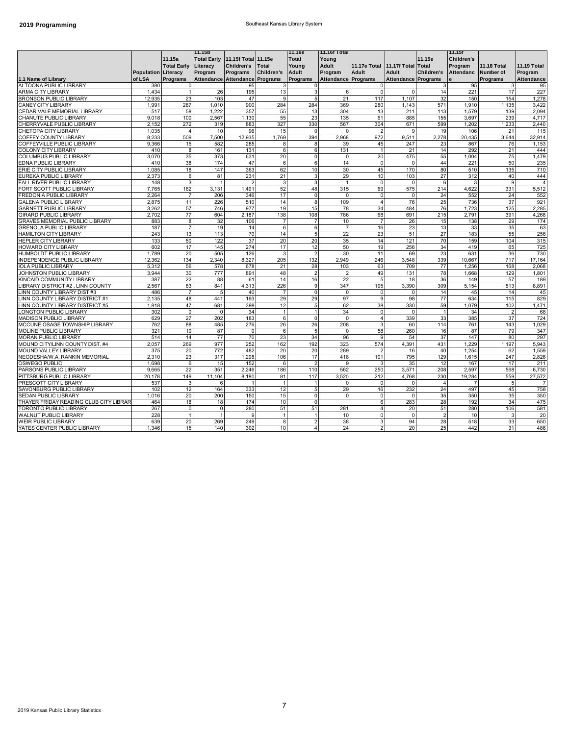**2019 Programming**

Southeast Kansas Library System

| 1.1 Name of Library | Population of LSA | 11.15a Total Early Literacy Programs | 11.15b Total Early Literacy Program Attendance | 11.15f Total Children's Programs Attendance | 11.15e Total Children's Programs | 11.16e Total Young Adult Programs | 11.16f Total Young Adult Program Attendance | 11.17e Total Adult Programs | 11.17f Total Adult Attendance | 11.15e Total Children's Programs | 11.15f Children's Program Attendance | 11.18 Total Number of Programs | 11.19 Total Program Attendance |
|---|---|---|---|---|---|---|---|---|---|---|---|---|---|
| ALTOONA PUBLIC LIBRARY | 380 | 0 | | 95 | 3 | 0 | | 0 | | 3 | 95 | 3 | 95 |
| ARMA CITY LIBRARY | 1,434 | 1 | 26 | 195 | 13 | 3 | 6 | 0 | 0 | 14 | 221 | 17 | 227 |
| BRONSON PUBLIC LIBRARY | 12,935 | 23 | 103 | 47 | 9 | 5 | 21 | 117 | 1,107 | 32 | 150 | 154 | 1,278 |
| CANEY CITY LIBRARY | 1,991 | 287 | 1,010 | 900 | 284 | 284 | 369 | 280 | 1,143 | 571 | 1,910 | 1,135 | 3,422 |
| CEDAR VALE MEMORIAL LIBRARY | 517 | 58 | 1,222 | 357 | 55 | 13 | 304 | 13 | 211 | 113 | 1,579 | 139 | 2,094 |
| CHANUTE PUBLIC LIBRARY | 9,018 | 100 | 2,567 | 1,130 | 55 | 23 | 135 | 61 | 885 | 155 | 3,697 | 239 | 4,717 |
| CHERRYVALE PUBLIC LIBRARY | 2,152 | 272 | 319 | 883 | 327 | 330 | 567 | 304 | 671 | 599 | 1,202 | 1,233 | 2,440 |
| CHETOPA CITY LIBRARY | 1,035 | 4 | 10 | 96 | 15 | 0 | 0 | 2 | 9 | 19 | 106 | 21 | 115 |
| COFFEY COUNTY LIBRARY | 8,233 | 509 | 7,500 | 12,935 | 1,769 | 394 | 2,968 | 972 | 9,511 | 2,278 | 20,435 | 3,644 | 32,914 |
| COFFEYVILLE PUBLIC LIBRARY | 9,366 | 15 | 582 | 285 | 8 | 8 | 39 | 45 | 247 | 23 | 867 | 76 | 1,153 |
| COLONY CITY LIBRARY | 410 | 8 | 161 | 131 | 6 | 6 | 131 | 1 | 21 | 14 | 292 | 21 | 444 |
| COLUMBUS PUBLIC LIBRARY | 3,070 | 35 | 373 | 631 | 20 | 0 | 0 | 20 | 475 | 55 | 1,004 | 75 | 1,479 |
| EDNA PUBLIC LIBRARY | 410 | 38 | 174 | 47 | 6 | 6 | 14 | 0 | 0 | 44 | 221 | 50 | 235 |
| ERIE CITY PUBLIC LIBRARY | 1,085 | 18 | 147 | 363 | 62 | 10 | 30 | 45 | 170 | 80 | 510 | 135 | 710 |
| EUREKA PUBLIC LIBRARY | 2,373 | 6 | 81 | 231 | 21 | 3 | 29 | 10 | 103 | 27 | 312 | 40 | 444 |
| FALL RIVER PUBLIC LIBRARY | 148 | 3 | 1 | 2 | 3 | 3 | 1 | 0 | 0 | 6 | 3 | 9 | 4 |
| FORT SCOTT PUBLIC LIBRARY | 7,765 | 162 | 3,131 | 1,491 | 52 | 48 | 315 | 69 | 575 | 214 | 4,622 | 331 | 5,512 |
| FREDONIA PUBLIC LIBRARY | 2,264 | 7 | 206 | 346 | 17 | 0 | 0 | 0 | 0 | 24 | 552 | 24 | 552 |
| GALENA PUBLIC LIBRARY | 2,875 | 11 | 226 | 510 | 14 | 8 | 109 | 4 | 76 | 25 | 736 | 37 | 921 |
| GARNETT PUBLIC LIBRARY | 3,262 | 57 | 746 | 977 | 19 | 15 | 78 | 34 | 484 | 76 | 1,723 | 125 | 2,285 |
| GIRARD PUBLIC LIBRARY | 2,702 | 77 | 604 | 2,187 | 138 | 108 | 786 | 68 | 691 | 215 | 2,791 | 391 | 4,268 |
| GRAVES MEMORIAL PUBLIC LIBRARY | 883 | 8 | 32 | 106 | 7 | 7 | 10 | 7 | 26 | 15 | 138 | 29 | 174 |
| GRENOLA PUBLIC LIBRARY | 187 | 7 | 19 | 14 | 6 | 6 | 7 | 16 | 23 | 13 | 33 | 35 | 63 |
| HAMILTON CITY LIBRARY | 243 | 13 | 113 | 70 | 14 | 5 | 22 | 23 | 51 | 27 | 183 | 55 | 256 |
| HEPLER CITY LIBRARY | 133 | 50 | 122 | 37 | 20 | 20 | 35 | 14 | 121 | 70 | 159 | 104 | 315 |
| HOWARD CITY LIBRARY | 602 | 17 | 145 | 274 | 17 | 12 | 50 | 19 | 256 | 34 | 419 | 65 | 725 |
| HUMBOLDT PUBLIC LIBRARY | 1,789 | 20 | 505 | 126 | 3 | 2 | 30 | 11 | 69 | 23 | 631 | 36 | 730 |
| INDEPENDENCE PUBLIC LIBRARY | 12,362 | 134 | 2,340 | 8,327 | 205 | 132 | 2,949 | 246 | 3,548 | 339 | 10,667 | 717 | 17,164 |
| IOLA PUBLIC LIBRARY | 5,312 | 56 | 578 | 678 | 21 | 28 | 103 | 63 | 709 | 77 | 1,256 | 168 | 2,068 |
| JOHNSTON PUBLIC LIBRARY | 3,944 | 30 | 777 | 891 | 48 | 2 | 2 | 49 | 131 | 78 | 1,668 | 129 | 1,801 |
| KINCAID COMMUNITY LIBRARY | 387 | 22 | 88 | 61 | 14 | 16 | 22 | 5 | 18 | 36 | 149 | 57 | 189 |
| LIBRARY DISTRICT #2 , LINN COUNTY | 2,567 | 83 | 841 | 4,313 | 226 | 9 | 347 | 195 | 3,390 | 309 | 5,154 | 513 | 8,891 |
| LINN COUNTY LIBRARY DIST #3 | 486 | 7 | 5 | 40 | 7 | 0 | 0 | 0 | 0 | 14 | 45 | 14 | 45 |
| LINN COUNTY LIBRARY DISTRICT #1 | 2,135 | 48 | 441 | 193 | 29 | 29 | 97 | 9 | 98 | 77 | 634 | 115 | 829 |
| LINN COUNTY LIBRARY DISTRICT #5 | 1,818 | 47 | 681 | 398 | 12 | 5 | 62 | 38 | 330 | 59 | 1,079 | 102 | 1,471 |
| LONGTON PUBLIC LIBRARY | 302 | 0 | 0 | 34 | 1 | 1 | 34 | 0 | 0 | 1 | 34 | 2 | 68 |
| MADISON PUBLIC LIBRARY | 629 | 27 | 202 | 183 | 6 | 0 | 0 | 4 | 339 | 33 | 385 | 37 | 724 |
| MCCUNE OSAGE TOWNSHIP LIBRARY | 762 | 88 | 485 | 276 | 26 | 26 | 208 | 3 | 60 | 114 | 761 | 143 | 1,029 |
| MOLINE PUBLIC LIBRARY | 321 | 10 | 87 | 0 | 6 | 5 | 0 | 58 | 260 | 16 | 87 | 79 | 347 |
| MORAN PUBLIC LIBRARY | 514 | 14 | 77 | 70 | 23 | 34 | 96 | 9 | 54 | 37 | 147 | 80 | 297 |
| MOUND CITY/LINN COUNTY DIST. #4 | 2,057 | 269 | 977 | 252 | 162 | 192 | 323 | 574 | 4,391 | 431 | 1,229 | 1,197 | 5,943 |
| MOUND VALLEY LIBRARY | 375 | 20 | 772 | 482 | 20 | 20 | 289 | 2 | 16 | 40 | 1,254 | 62 | 1,559 |
| NEODESHA/W.A. RANKIN MEMORIAL | 2,310 | 23 | 317 | 1,298 | 106 | 17 | 418 | 101 | 795 | 129 | 1,615 | 247 | 2,828 |
| OSWEGO PUBLIC | 1,698 | 6 | 15 | 152 | 6 | 2 | 9 | 3 | 35 | 12 | 167 | 17 | 211 |
| PARSONS PUBLIC LIBRARY | 9,665 | 22 | 351 | 2,246 | 186 | 110 | 562 | 250 | 3,571 | 208 | 2,597 | 568 | 6,730 |
| PITTSBURG PUBLIC LIBRARY | 20,178 | 149 | 11,104 | 8,180 | 81 | 117 | 3,520 | 212 | 4,768 | 230 | 19,284 | 559 | 27,572 |
| PRESCOTT CITY LIBRARY | 537 | 3 | 6 | 1 | 1 | 1 | 0 | 0 | 0 | 4 | 7 | 5 | 7 |
| SAVONBURG PUBLIC LIBRARY | 102 | 12 | 164 | 333 | 12 | 5 | 29 | 16 | 232 | 24 | 497 | 45 | 758 |
| SEDAN PUBLIC LIBRARY | 1,016 | 20 | 200 | 150 | 15 | 0 | 0 | 0 | 0 | 35 | 350 | 35 | 350 |
| THAYER FRIDAY READING CLUB CITY LIBRAR | 464 | 18 | 18 | 174 | 10 | 0 | | 6 | 283 | 28 | 192 | 34 | 475 |
| TORONTO PUBLIC LIBRARY | 267 | 0 | 0 | 280 | 51 | 51 | 281 | 4 | 20 | 51 | 280 | 106 | 581 |
| WALNUT PUBLIC LIBRARY | 228 | 1 | 1 | 9 | 1 | 1 | 10 | 0 | 0 | 2 | 10 | 3 | 20 |
| WEIR PUBLIC LIBRARY | 639 | 20 | 269 | 249 | 8 | 2 | 38 | 3 | 94 | 28 | 518 | 33 | 650 |
| YATES CENTER PUBLIC LIBRARY | 1,346 | 15 | 140 | 302 | 10 | 4 | 24 | 2 | 20 | 25 | 442 | 31 | 486 |

2019 Kansas Public Library Statistics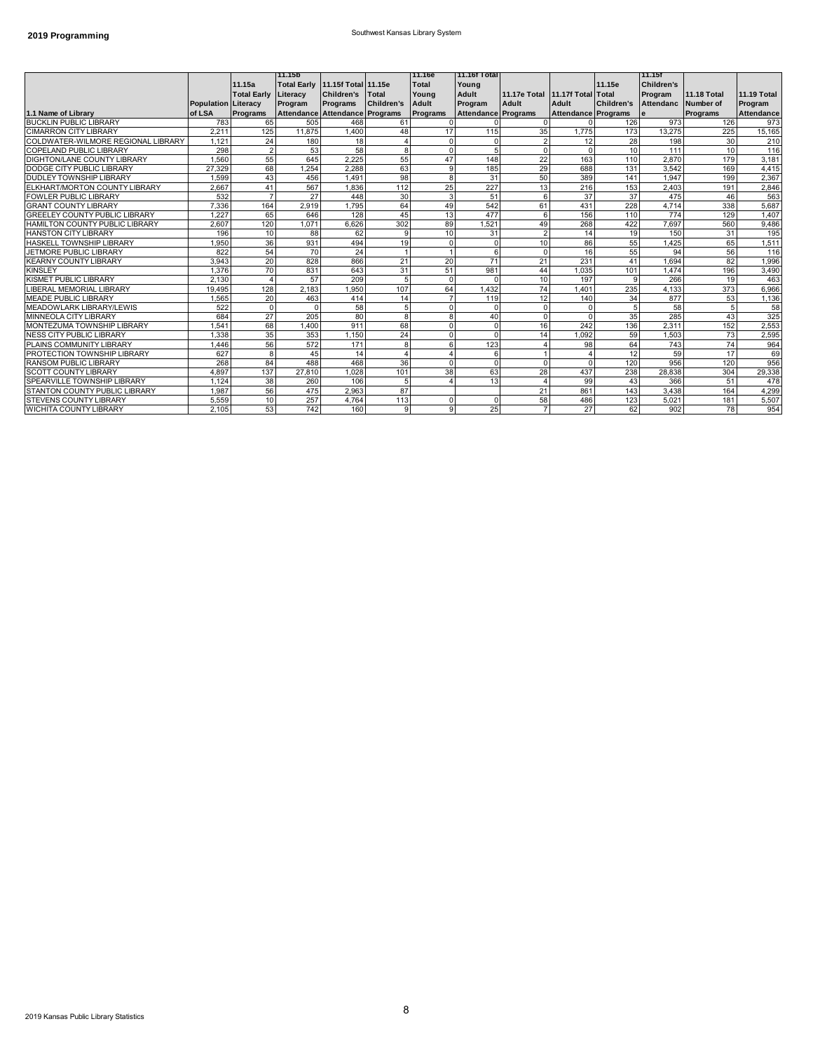**2019 Programming**

Southwest Kansas Library System

| 1.1 Name of Library | Population of LSA | 11.15a Total Early Literacy Programs | 11.15b Total Early Literacy Program Attendance | 11.15f Total Children's Programs Attendance | 11.15e Total Children's Programs | 11.16e Total Young Adult Programs | 11.16f Total Young Adult Program Attendance | 11.17e Total Adult Programs | 11.17f Total Adult Attendance | 11.15e Total Children's Programs | 11.15f Children's Program Attendance | 11.18 Total Number of Programs | 11.19 Total Program Attendance |
|---|---|---|---|---|---|---|---|---|---|---|---|---|---|
| BUCKLIN PUBLIC LIBRARY | 783 | 65 | 505 | 468 | 61 | 0 | 0 | 0 | 0 | 126 | 973 | 126 | 973 |
| CIMARRON CITY LIBRARY | 2,211 | 125 | 11,875 | 1,400 | 48 | 17 | 115 | 35 | 1,775 | 173 | 13,275 | 225 | 15,165 |
| COLDWATER-WILMORE REGIONAL LIBRARY | 1,121 | 24 | 180 | 18 | 4 | 0 | 0 | 2 | 12 | 28 | 198 | 30 | 210 |
| COPELAND PUBLIC LIBRARY | 298 | 2 | 53 | 58 | 8 | 0 | 5 | 0 | 0 | 10 | 111 | 10 | 116 |
| DIGHTON/LANE COUNTY LIBRARY | 1,560 | 55 | 645 | 2,225 | 55 | 47 | 148 | 22 | 163 | 110 | 2,870 | 179 | 3,181 |
| DODGE CITY PUBLIC LIBRARY | 27,329 | 68 | 1,254 | 2,288 | 63 | 9 | 185 | 29 | 688 | 131 | 3,542 | 169 | 4,415 |
| DUDLEY TOWNSHIP LIBRARY | 1,599 | 43 | 456 | 1,491 | 98 | 8 | 31 | 50 | 389 | 141 | 1,947 | 199 | 2,367 |
| ELKHART/MORTON COUNTY LIBRARY | 2,667 | 41 | 567 | 1,836 | 112 | 25 | 227 | 13 | 216 | 153 | 2,403 | 191 | 2,846 |
| FOWLER PUBLIC LIBRARY | 532 | 7 | 27 | 448 | 30 | 3 | 51 | 6 | 37 | 37 | 475 | 46 | 563 |
| GRANT COUNTY LIBRARY | 7,336 | 164 | 2,919 | 1,795 | 64 | 49 | 542 | 61 | 431 | 228 | 4,714 | 338 | 5,687 |
| GREELEY COUNTY PUBLIC LIBRARY | 1,227 | 65 | 646 | 128 | 45 | 13 | 477 | 6 | 156 | 110 | 774 | 129 | 1,407 |
| HAMILTON COUNTY PUBLIC LIBRARY | 2,607 | 120 | 1,071 | 6,626 | 302 | 89 | 1,521 | 49 | 268 | 422 | 7,697 | 560 | 9,486 |
| HANSTON CITY LIBRARY | 196 | 10 | 88 | 62 | 9 | 10 | 31 | 2 | 14 | 19 | 150 | 31 | 195 |
| HASKELL TOWNSHIP LIBRARY | 1,950 | 36 | 931 | 494 | 19 | 0 | 0 | 10 | 86 | 55 | 1,425 | 65 | 1,511 |
| JETMORE PUBLIC LIBRARY | 822 | 54 | 70 | 24 | 1 | 1 | 6 | 0 | 16 | 55 | 94 | 56 | 116 |
| KEARNY COUNTY LIBRARY | 3,943 | 20 | 828 | 866 | 21 | 20 | 71 | 21 | 231 | 41 | 1,694 | 82 | 1,996 |
| KINSLEY | 1,376 | 70 | 831 | 643 | 31 | 51 | 981 | 44 | 1,035 | 101 | 1,474 | 196 | 3,490 |
| KISMET PUBLIC LIBRARY | 2,130 | 4 | 57 | 209 | 5 | 0 | 0 | 10 | 197 | 9 | 266 | 19 | 463 |
| LIBERAL MEMORIAL LIBRARY | 19,495 | 128 | 2,183 | 1,950 | 107 | 64 | 1,432 | 74 | 1,401 | 235 | 4,133 | 373 | 6,966 |
| MEADE PUBLIC LIBRARY | 1,565 | 20 | 463 | 414 | 14 | 7 | 119 | 12 | 140 | 34 | 877 | 53 | 1,136 |
| MEADOWLARK LIBRARY/LEWIS | 522 | 0 | 0 | 58 | 5 | 0 | 0 | 0 | 0 | 5 | 58 | 5 | 58 |
| MINNEOLA CITY LIBRARY | 684 | 27 | 205 | 80 | 8 | 8 | 40 | 0 | 0 | 35 | 285 | 43 | 325 |
| MONTEZUMA TOWNSHIP LIBRARY | 1,541 | 68 | 1,400 | 911 | 68 | 0 | 0 | 16 | 242 | 136 | 2,311 | 152 | 2,553 |
| NESS CITY PUBLIC LIBRARY | 1,338 | 35 | 353 | 1,150 | 24 | 0 | 0 | 14 | 1,092 | 59 | 1,503 | 73 | 2,595 |
| PLAINS COMMUNITY LIBRARY | 1,446 | 56 | 572 | 171 | 8 | 6 | 123 | 4 | 98 | 64 | 743 | 74 | 964 |
| PROTECTION TOWNSHIP LIBRARY | 627 | 8 | 45 | 14 | 4 | 4 | 6 | 1 | 4 | 12 | 59 | 17 | 69 |
| RANSOM PUBLIC LIBRARY | 268 | 84 | 488 | 468 | 36 | 0 | 0 | 0 | 0 | 120 | 956 | 120 | 956 |
| SCOTT COUNTY LIBRARY | 4,897 | 137 | 27,810 | 1,028 | 101 | 38 | 63 | 28 | 437 | 238 | 28,838 | 304 | 29,338 |
| SPEARVILLE TOWNSHIP LIBRARY | 1,124 | 38 | 260 | 106 | 5 | 4 | 13 | 4 | 99 | 43 | 366 | 51 | 478 |
| STANTON COUNTY PUBLIC LIBRARY | 1,987 | 56 | 475 | 2,963 | 87 | | | 21 | 861 | 143 | 3,438 | 164 | 4,299 |
| STEVENS COUNTY LIBRARY | 5,559 | 10 | 257 | 4,764 | 113 | 0 | 0 | 58 | 486 | 123 | 5,021 | 181 | 5,507 |
| WICHITA COUNTY LIBRARY | 2,105 | 53 | 742 | 160 | 9 | 9 | 25 | 7 | 27 | 62 | 902 | 78 | 954 |

2019 Kansas Public Library Statistics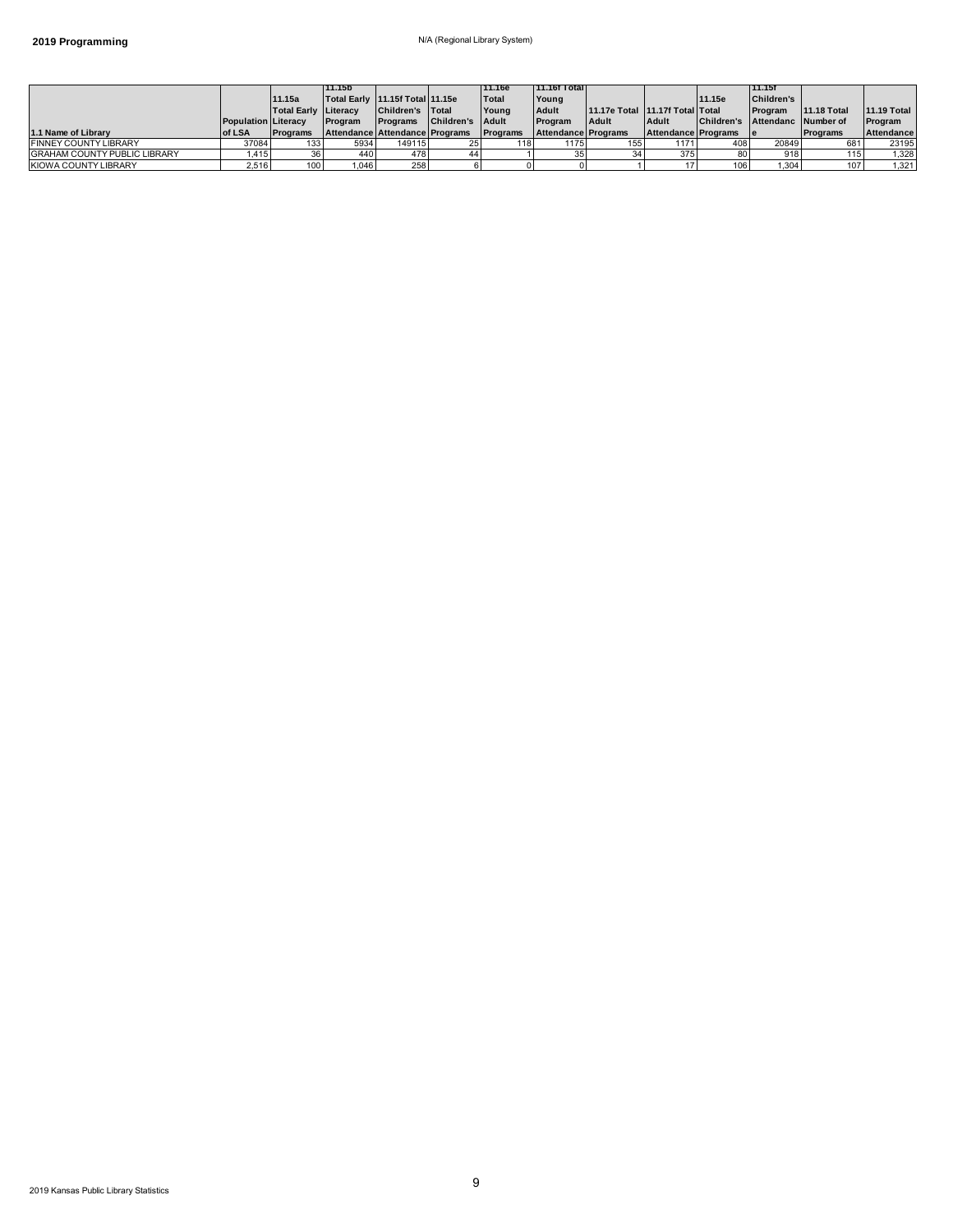**2019 Programming**

N/A (Regional Library System)

| 1.1 Name of Library | Population of LSA | 11.15a Total Early Literacy Programs | 11.15b Total Early Literacy Program Attendance | 11.15f Total Children's Programs Attendance | 11.15e Total Children's Programs | 11.16e Total Young Adult Programs | 11.16f Total Young Adult Program Attendance | 11.17e Total Adult Programs | 11.17f Total Adult Attendance | 11.15e Total Children's Programs | 11.15f Children's Program Attendance | 11.18 Total Number of Programs | 11.19 Total Program Attendance |
|---|---|---|---|---|---|---|---|---|---|---|---|---|---|
| FINNEY COUNTY LIBRARY | 37084 | 133 | 5934 | 149115 | 25 | 118 | 1175 | 155 | 1171 | 408 | 20849 | 681 | 23195 |
| GRAHAM COUNTY PUBLIC LIBRARY | 1,415 | 36 | 440 | 478 | 44 | 1 | 35 | 34 | 375 | 80 | 918 | 115 | 1,328 |
| KIOWA COUNTY LIBRARY | 2,516 | 100 | 1,046 | 258 | 6 | 0 | 0 | 1 | 17 | 106 | 1,304 | 107 | 1,321 |

2019 Kansas Public Library Statistics